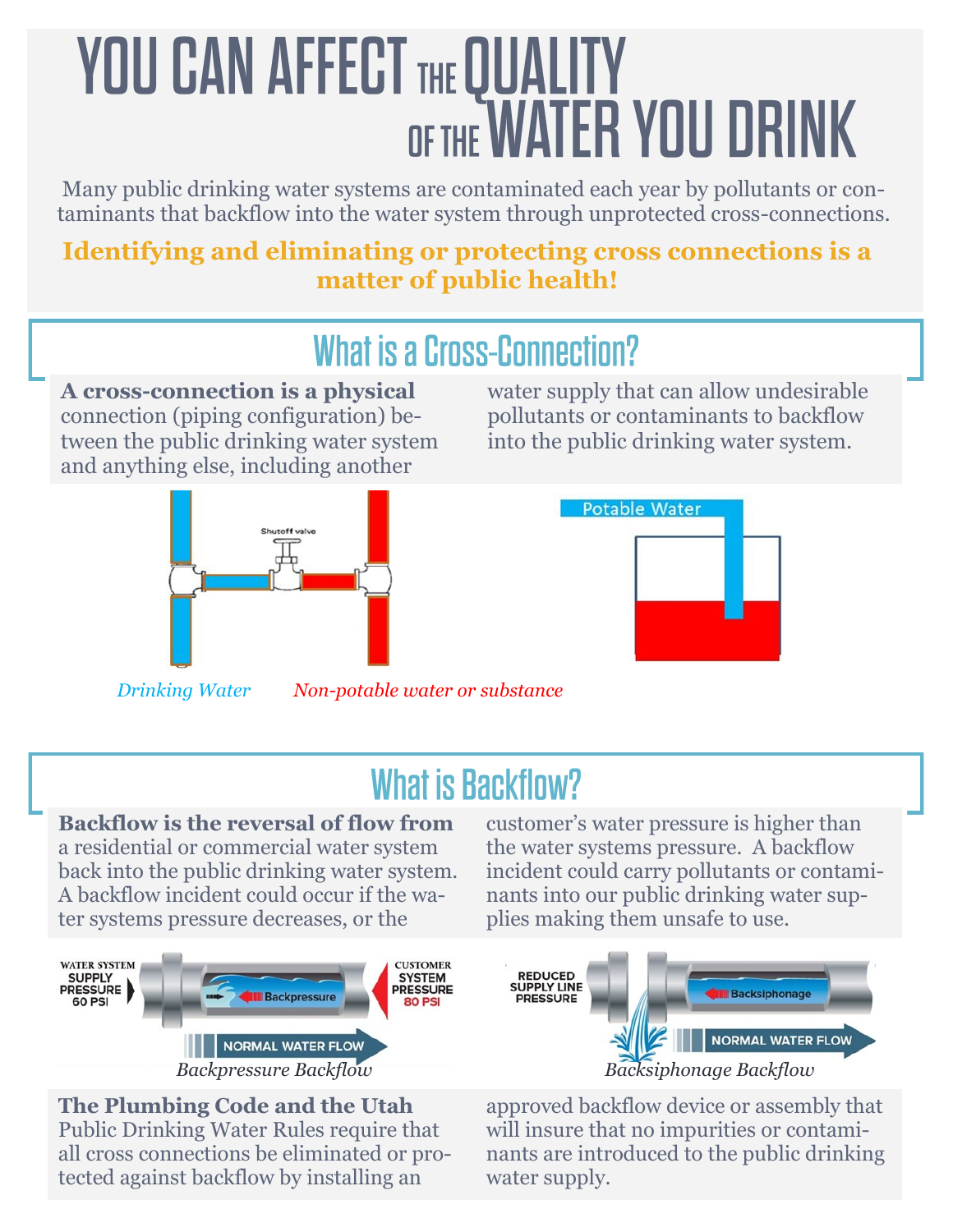# YOU CAN AFFECT THE QUALITY OF THE WATER YOU DRINK

Many public drinking water systems are contaminated each year by pollutants or contaminants that backflow into the water system through unprotected cross-connections.

**Identifying and eliminating or protecting cross connections is a matter of public health!**

## What is a Cross-Connection?

**A cross-connection is a physical** connection (piping configuration) between the public drinking water system and anything else, including another water supply that can allow undesirable pollutants or contaminants to backflow into the public drinking water system.

Shutoff valve

Potable Water

*Drinking Water* *Non-potable water or substance*

## What is Backflow?

**Backflow is the reversal of flow from** a residential or commercial water system back into the public drinking water system. A backflow incident could occur if the water systems pressure decreases, or the customer's water pressure is higher than the water systems pressure. A backflow incident could carry pollutants or contaminants into our public drinking water supplies making them unsafe to use.

WATER SYSTEM SUPPLY PRESSURE 60 PSI — Backpressure — CUSTOMER SYSTEM PRESSURE 80 PSI — NORMAL WATER FLOW

*Backpressure Backflow*

REDUCED SUPPLY LINE PRESSURE — Backsiphonage — NORMAL WATER FLOW

*Backsiphonage Backflow*

**The Plumbing Code and the Utah** Public Drinking Water Rules require that all cross connections be eliminated or protected against backflow by installing an approved backflow device or assembly that will insure that no impurities or contaminants are introduced to the public drinking water supply.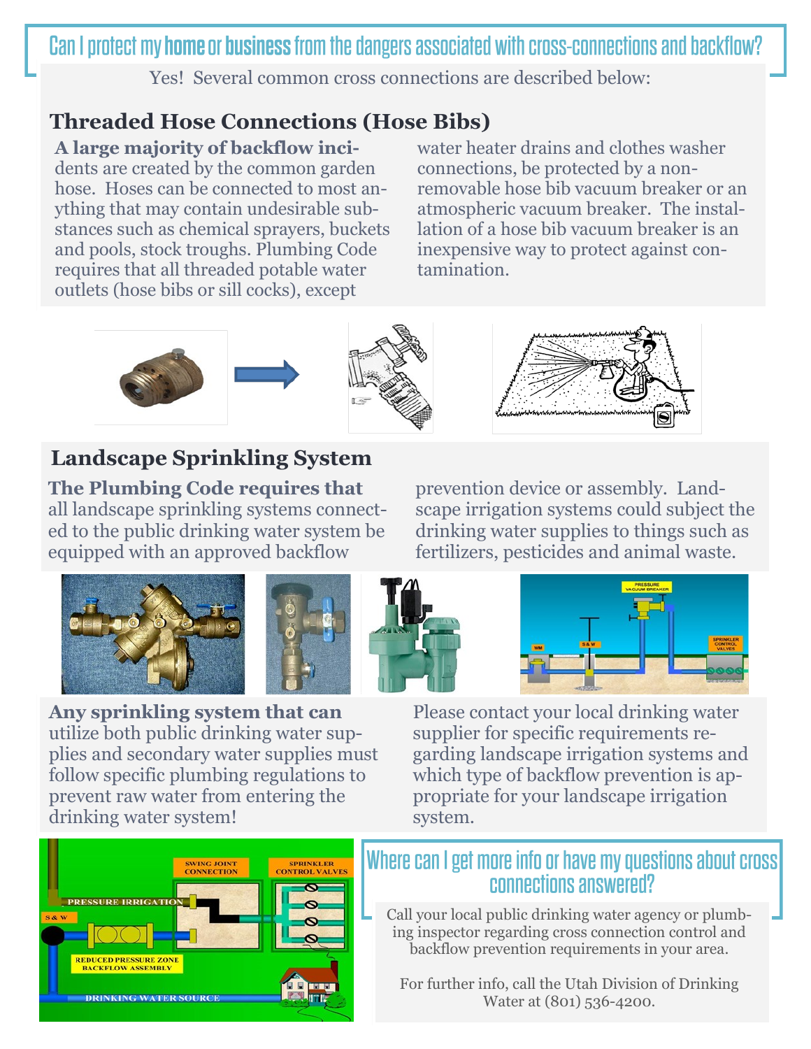## Can I protect my **home** or **business** from the dangers associated with cross-connections and backflow?

Yes! Several common cross connections are described below:

### Threaded Hose Connections (Hose Bibs)

**A large majority of backflow incidents** are created by the common garden hose. Hoses can be connected to most anything that may contain undesirable substances such as chemical sprayers, buckets and pools, stock troughs. Plumbing Code requires that all threaded potable water outlets (hose bibs or sill cocks), except water heater drains and clothes washer connections, be protected by a non-removable hose bib vacuum breaker or an atmospheric vacuum breaker. The installation of a hose bib vacuum breaker is an inexpensive way to protect against contamination.

### Landscape Sprinkling System

**The Plumbing Code requires that** all landscape sprinkling systems connected to the public drinking water system be equipped with an approved backflow prevention device or assembly. Landscape irrigation systems could subject the drinking water supplies to things such as fertilizers, pesticides and animal waste.

PRESSURE VACUUM BREAKER

WM

S&W

SPRINKLER CONTROL VALVES

**Any sprinkling system that can** utilize both public drinking water supplies and secondary water supplies must follow specific plumbing regulations to prevent raw water from entering the drinking water system!

Please contact your local drinking water supplier for specific requirements regarding landscape irrigation systems and which type of backflow prevention is appropriate for your landscape irrigation system.

SWING JOINT CONNECTION

SPRINKLER CONTROL VALVES

PRESSURE IRRIGATION

S & W

REDUCED PRESSURE ZONE BACKFLOW ASSEMBLY

DRINKING WATER SOURCE

## Where can I get more info or have my questions about cross connections answered?

Call your local public drinking water agency or plumbing inspector regarding cross connection control and backflow prevention requirements in your area.

For further info, call the Utah Division of Drinking Water at (801) 536-4200.